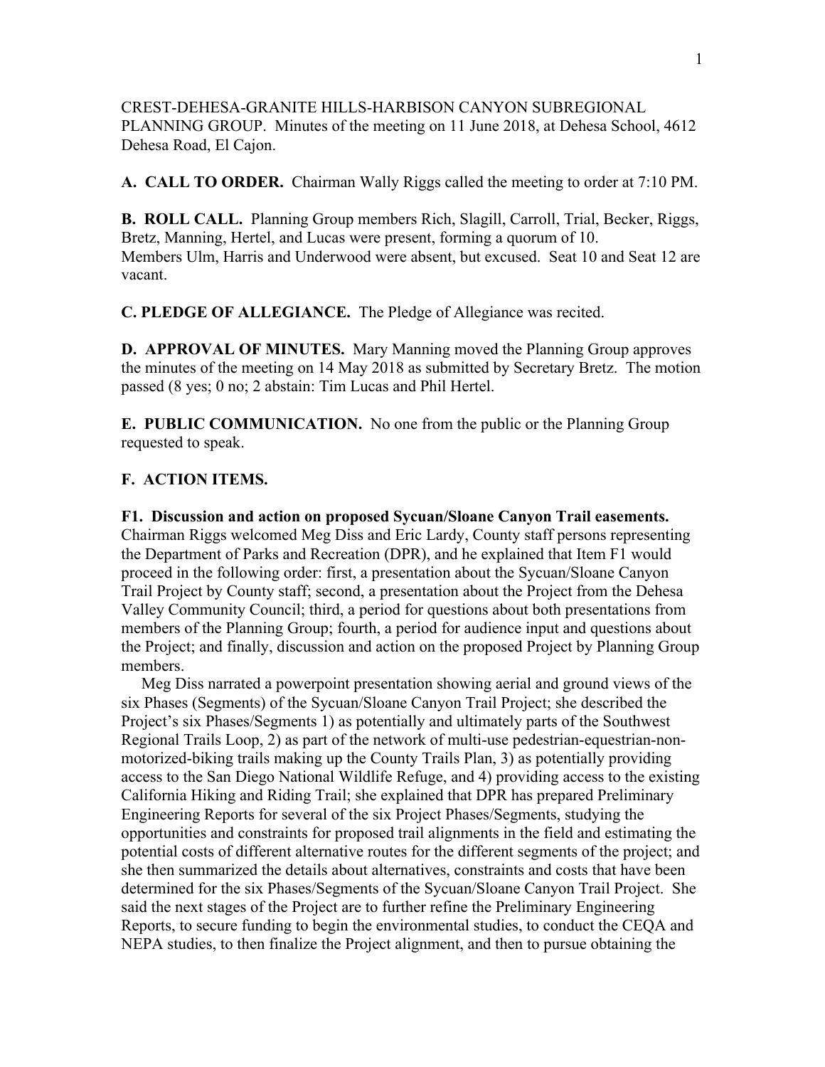CREST-DEHESA-GRANITE HILLS-HARBISON CANYON SUBREGIONAL PLANNING GROUP. Minutes of the meeting on 11 June 2018, at Dehesa School, 4612 Dehesa Road, El Cajon.

**A. CALL TO ORDER.** Chairman Wally Riggs called the meeting to order at 7:10 PM.

**B. ROLL CALL.** Planning Group members Rich, Slagill, Carroll, Trial, Becker, Riggs, Bretz, Manning, Hertel, and Lucas were present, forming a quorum of 10. Members Ulm, Harris and Underwood were absent, but excused. Seat 10 and Seat 12 are vacant.

**C. PLEDGE OF ALLEGIANCE.** The Pledge of Allegiance was recited.

**D. APPROVAL OF MINUTES.** Mary Manning moved the Planning Group approves the minutes of the meeting on 14 May 2018 as submitted by Secretary Bretz. The motion passed (8 yes; 0 no; 2 abstain: Tim Lucas and Phil Hertel.

**E. PUBLIC COMMUNICATION.** No one from the public or the Planning Group requested to speak.

**F. ACTION ITEMS.**

**F1. Discussion and action on proposed Sycuan/Sloane Canyon Trail easements.** Chairman Riggs welcomed Meg Diss and Eric Lardy, County staff persons representing the Department of Parks and Recreation (DPR), and he explained that Item F1 would proceed in the following order: first, a presentation about the Sycuan/Sloane Canyon Trail Project by County staff; second, a presentation about the Project from the Dehesa Valley Community Council; third, a period for questions about both presentations from members of the Planning Group; fourth, a period for audience input and questions about the Project; and finally, discussion and action on the proposed Project by Planning Group members.

Meg Diss narrated a powerpoint presentation showing aerial and ground views of the six Phases (Segments) of the Sycuan/Sloane Canyon Trail Project; she described the Project's six Phases/Segments 1) as potentially and ultimately parts of the Southwest Regional Trails Loop, 2) as part of the network of multi-use pedestrian-equestrian-non-motorized-biking trails making up the County Trails Plan, 3) as potentially providing access to the San Diego National Wildlife Refuge, and 4) providing access to the existing California Hiking and Riding Trail; she explained that DPR has prepared Preliminary Engineering Reports for several of the six Project Phases/Segments, studying the opportunities and constraints for proposed trail alignments in the field and estimating the potential costs of different alternative routes for the different segments of the project; and she then summarized the details about alternatives, constraints and costs that have been determined for the six Phases/Segments of the Sycuan/Sloane Canyon Trail Project. She said the next stages of the Project are to further refine the Preliminary Engineering Reports, to secure funding to begin the environmental studies, to conduct the CEQA and NEPA studies, to then finalize the Project alignment, and then to pursue obtaining the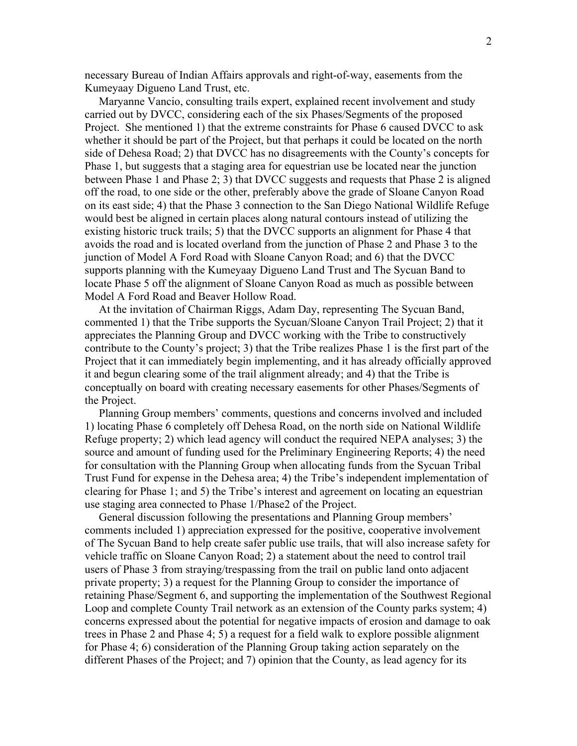necessary Bureau of Indian Affairs approvals and right-of-way, easements from the Kumeyaay Digueno Land Trust, etc.

Maryanne Vancio, consulting trails expert, explained recent involvement and study carried out by DVCC, considering each of the six Phases/Segments of the proposed Project. She mentioned 1) that the extreme constraints for Phase 6 caused DVCC to ask whether it should be part of the Project, but that perhaps it could be located on the north side of Dehesa Road; 2) that DVCC has no disagreements with the County's concepts for Phase 1, but suggests that a staging area for equestrian use be located near the junction between Phase 1 and Phase 2; 3) that DVCC suggests and requests that Phase 2 is aligned off the road, to one side or the other, preferably above the grade of Sloane Canyon Road on its east side; 4) that the Phase 3 connection to the San Diego National Wildlife Refuge would best be aligned in certain places along natural contours instead of utilizing the existing historic truck trails; 5) that the DVCC supports an alignment for Phase 4 that avoids the road and is located overland from the junction of Phase 2 and Phase 3 to the junction of Model A Ford Road with Sloane Canyon Road; and 6) that the DVCC supports planning with the Kumeyaay Digueno Land Trust and The Sycuan Band to locate Phase 5 off the alignment of Sloane Canyon Road as much as possible between Model A Ford Road and Beaver Hollow Road.

At the invitation of Chairman Riggs, Adam Day, representing The Sycuan Band, commented 1) that the Tribe supports the Sycuan/Sloane Canyon Trail Project; 2) that it appreciates the Planning Group and DVCC working with the Tribe to constructively contribute to the County's project; 3) that the Tribe realizes Phase 1 is the first part of the Project that it can immediately begin implementing, and it has already officially approved it and begun clearing some of the trail alignment already; and 4) that the Tribe is conceptually on board with creating necessary easements for other Phases/Segments of the Project.

Planning Group members' comments, questions and concerns involved and included 1) locating Phase 6 completely off Dehesa Road, on the north side on National Wildlife Refuge property; 2) which lead agency will conduct the required NEPA analyses; 3) the source and amount of funding used for the Preliminary Engineering Reports; 4) the need for consultation with the Planning Group when allocating funds from the Sycuan Tribal Trust Fund for expense in the Dehesa area; 4) the Tribe's independent implementation of clearing for Phase 1; and 5) the Tribe's interest and agreement on locating an equestrian use staging area connected to Phase 1/Phase2 of the Project.

General discussion following the presentations and Planning Group members' comments included 1) appreciation expressed for the positive, cooperative involvement of The Sycuan Band to help create safer public use trails, that will also increase safety for vehicle traffic on Sloane Canyon Road; 2) a statement about the need to control trail users of Phase 3 from straying/trespassing from the trail on public land onto adjacent private property; 3) a request for the Planning Group to consider the importance of retaining Phase/Segment 6, and supporting the implementation of the Southwest Regional Loop and complete County Trail network as an extension of the County parks system; 4) concerns expressed about the potential for negative impacts of erosion and damage to oak trees in Phase 2 and Phase 4; 5) a request for a field walk to explore possible alignment for Phase 4; 6) consideration of the Planning Group taking action separately on the different Phases of the Project; and 7) opinion that the County, as lead agency for its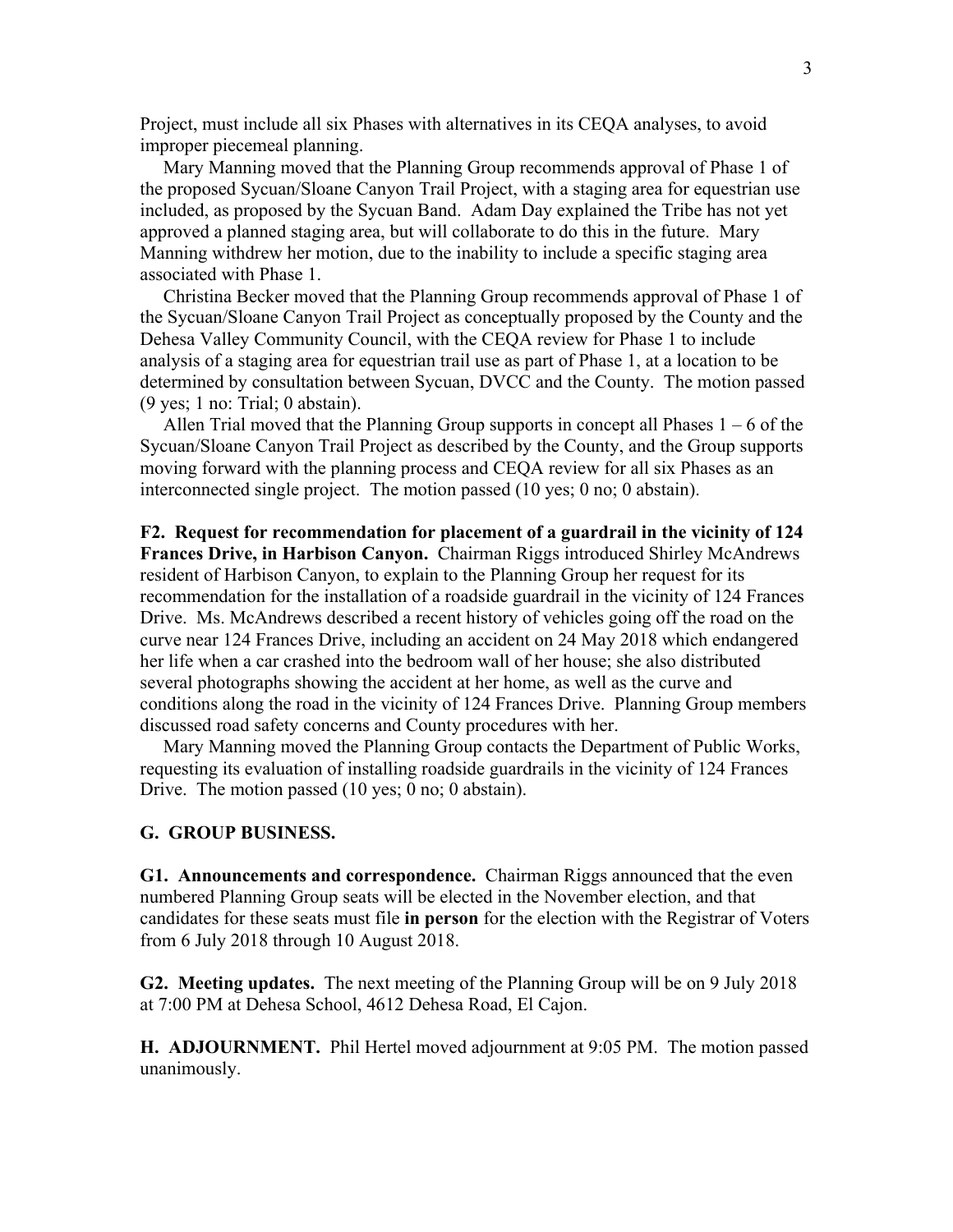Project, must include all six Phases with alternatives in its CEQA analyses, to avoid improper piecemeal planning.

Mary Manning moved that the Planning Group recommends approval of Phase 1 of the proposed Sycuan/Sloane Canyon Trail Project, with a staging area for equestrian use included, as proposed by the Sycuan Band. Adam Day explained the Tribe has not yet approved a planned staging area, but will collaborate to do this in the future. Mary Manning withdrew her motion, due to the inability to include a specific staging area associated with Phase 1.

Christina Becker moved that the Planning Group recommends approval of Phase 1 of the Sycuan/Sloane Canyon Trail Project as conceptually proposed by the County and the Dehesa Valley Community Council, with the CEQA review for Phase 1 to include analysis of a staging area for equestrian trail use as part of Phase 1, at a location to be determined by consultation between Sycuan, DVCC and the County. The motion passed (9 yes; 1 no: Trial; 0 abstain).

Allen Trial moved that the Planning Group supports in concept all Phases 1 – 6 of the Sycuan/Sloane Canyon Trail Project as described by the County, and the Group supports moving forward with the planning process and CEQA review for all six Phases as an interconnected single project. The motion passed (10 yes; 0 no; 0 abstain).

**F2. Request for recommendation for placement of a guardrail in the vicinity of 124 Frances Drive, in Harbison Canyon.** Chairman Riggs introduced Shirley McAndrews resident of Harbison Canyon, to explain to the Planning Group her request for its recommendation for the installation of a roadside guardrail in the vicinity of 124 Frances Drive. Ms. McAndrews described a recent history of vehicles going off the road on the curve near 124 Frances Drive, including an accident on 24 May 2018 which endangered her life when a car crashed into the bedroom wall of her house; she also distributed several photographs showing the accident at her home, as well as the curve and conditions along the road in the vicinity of 124 Frances Drive. Planning Group members discussed road safety concerns and County procedures with her.

Mary Manning moved the Planning Group contacts the Department of Public Works, requesting its evaluation of installing roadside guardrails in the vicinity of 124 Frances Drive. The motion passed (10 yes; 0 no; 0 abstain).

**G. GROUP BUSINESS.**

**G1. Announcements and correspondence.** Chairman Riggs announced that the even numbered Planning Group seats will be elected in the November election, and that candidates for these seats must file **in person** for the election with the Registrar of Voters from 6 July 2018 through 10 August 2018.

**G2. Meeting updates.** The next meeting of the Planning Group will be on 9 July 2018 at 7:00 PM at Dehesa School, 4612 Dehesa Road, El Cajon.

**H. ADJOURNMENT.** Phil Hertel moved adjournment at 9:05 PM. The motion passed unanimously.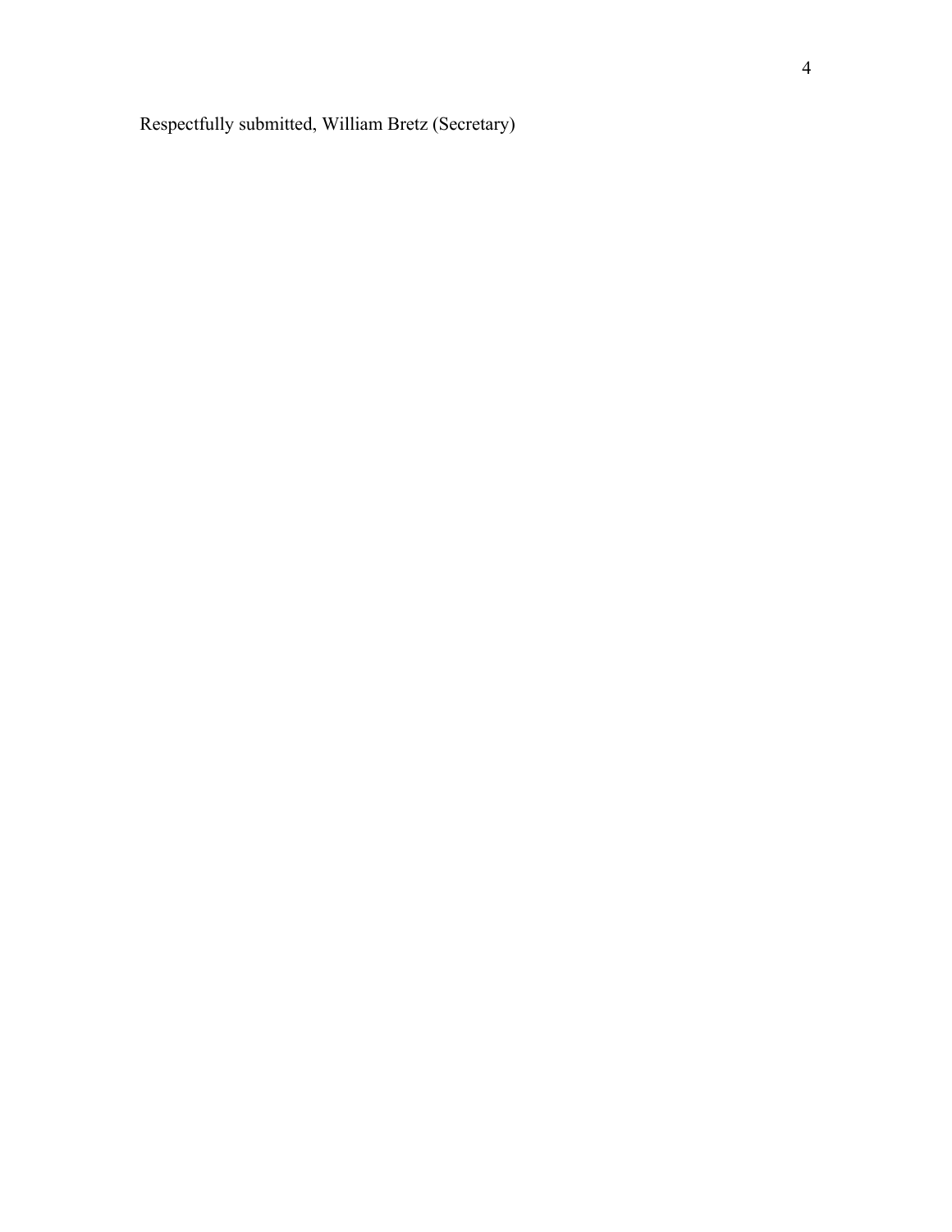Respectfully submitted, William Bretz (Secretary)